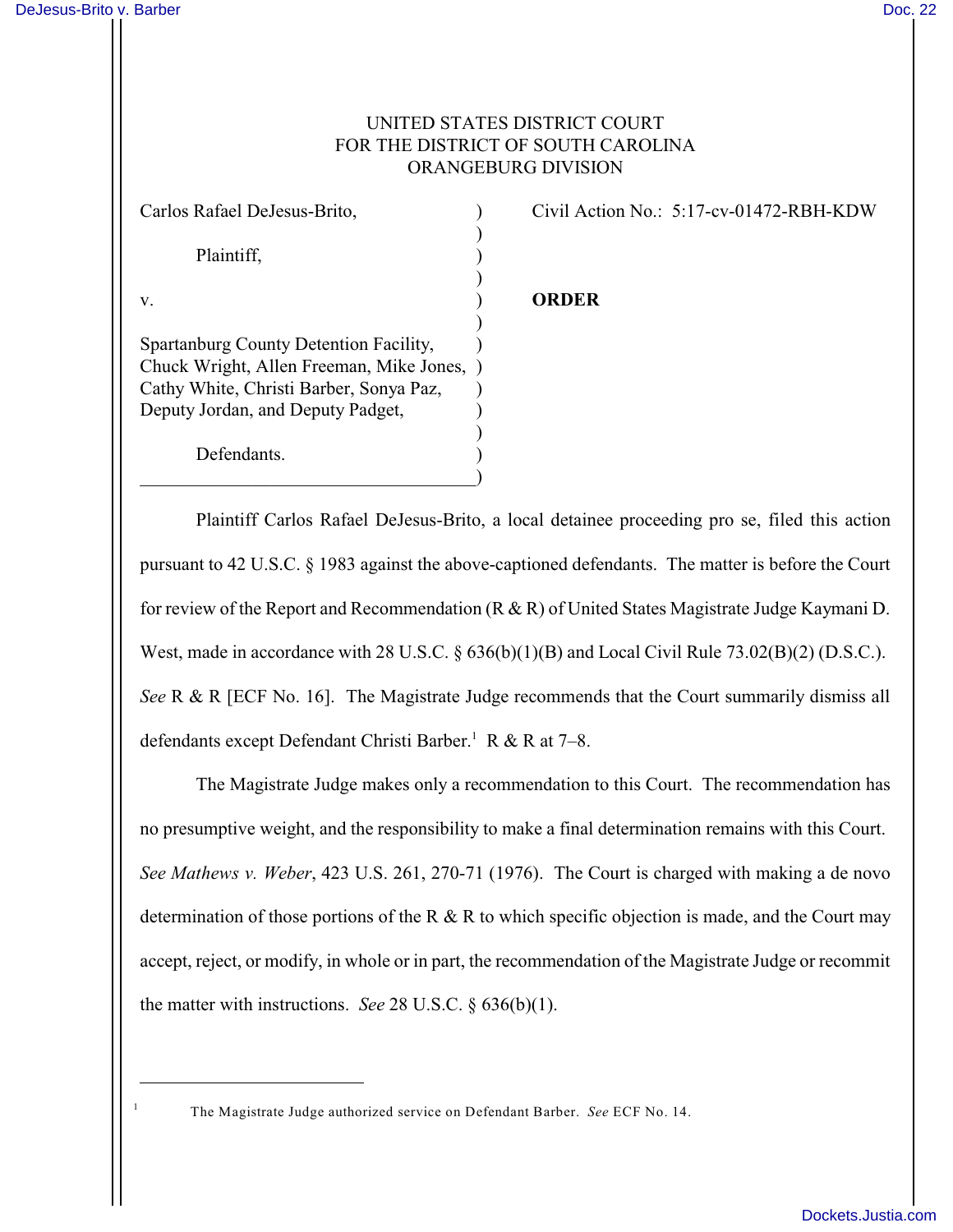UNITED STATES DISTRICT COURT
FOR THE DISTRICT OF SOUTH CAROLINA
ORANGEBURG DIVISION

| | |
|---|---|
| Carlos Rafael DeJesus-Brito,<br><br>Plaintiff,<br><br>v.<br><br>Spartanburg County Detention Facility, Chuck Wright, Allen Freeman, Mike Jones, Cathy White, Christi Barber, Sonya Paz, Deputy Jordan, and Deputy Padget,<br><br>Defendants. | Civil Action No.: 5:17-cv-01472-RBH-KDW<br><br>**ORDER** |

Plaintiff Carlos Rafael DeJesus-Brito, a local detainee proceeding pro se, filed this action pursuant to 42 U.S.C. § 1983 against the above-captioned defendants. The matter is before the Court for review of the Report and Recommendation (R & R) of United States Magistrate Judge Kaymani D. West, made in accordance with 28 U.S.C. § 636(b)(1)(B) and Local Civil Rule 73.02(B)(2) (D.S.C.). *See* R & R [ECF No. 16]. The Magistrate Judge recommends that the Court summarily dismiss all defendants except Defendant Christi Barber.[1] R & R at 7–8.

The Magistrate Judge makes only a recommendation to this Court. The recommendation has no presumptive weight, and the responsibility to make a final determination remains with this Court. *See Mathews v. Weber*, 423 U.S. 261, 270-71 (1976). The Court is charged with making a de novo determination of those portions of the R & R to which specific objection is made, and the Court may accept, reject, or modify, in whole or in part, the recommendation of the Magistrate Judge or recommit the matter with instructions. *See* 28 U.S.C. § 636(b)(1).

---

[1] The Magistrate Judge authorized service on Defendant Barber. *See* ECF No. 14.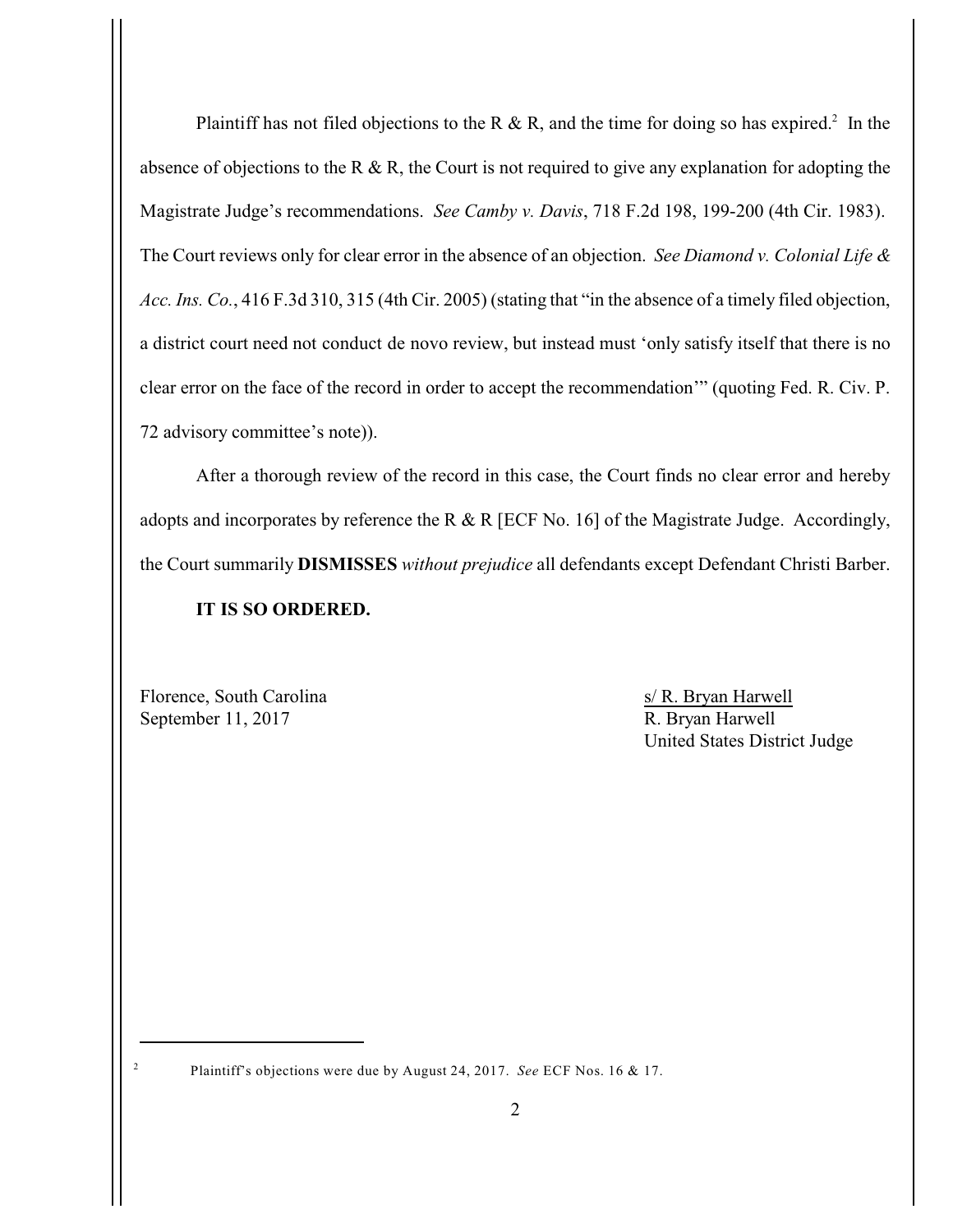Plaintiff has not filed objections to the R & R, and the time for doing so has expired.[2] In the absence of objections to the R & R, the Court is not required to give any explanation for adopting the Magistrate Judge's recommendations. *See Camby v. Davis*, 718 F.2d 198, 199-200 (4th Cir. 1983). The Court reviews only for clear error in the absence of an objection. *See Diamond v. Colonial Life & Acc. Ins. Co.*, 416 F.3d 310, 315 (4th Cir. 2005) (stating that "in the absence of a timely filed objection, a district court need not conduct de novo review, but instead must 'only satisfy itself that there is no clear error on the face of the record in order to accept the recommendation'" (quoting Fed. R. Civ. P. 72 advisory committee's note)).

After a thorough review of the record in this case, the Court finds no clear error and hereby adopts and incorporates by reference the R & R [ECF No. 16] of the Magistrate Judge. Accordingly, the Court summarily **DISMISSES** *without prejudice* all defendants except Defendant Christi Barber.

**IT IS SO ORDERED.**

Florence, South Carolina
September 11, 2017

s/ R. Bryan Harwell
R. Bryan Harwell
United States District Judge

---

[2] Plaintiff's objections were due by August 24, 2017. *See* ECF Nos. 16 & 17.